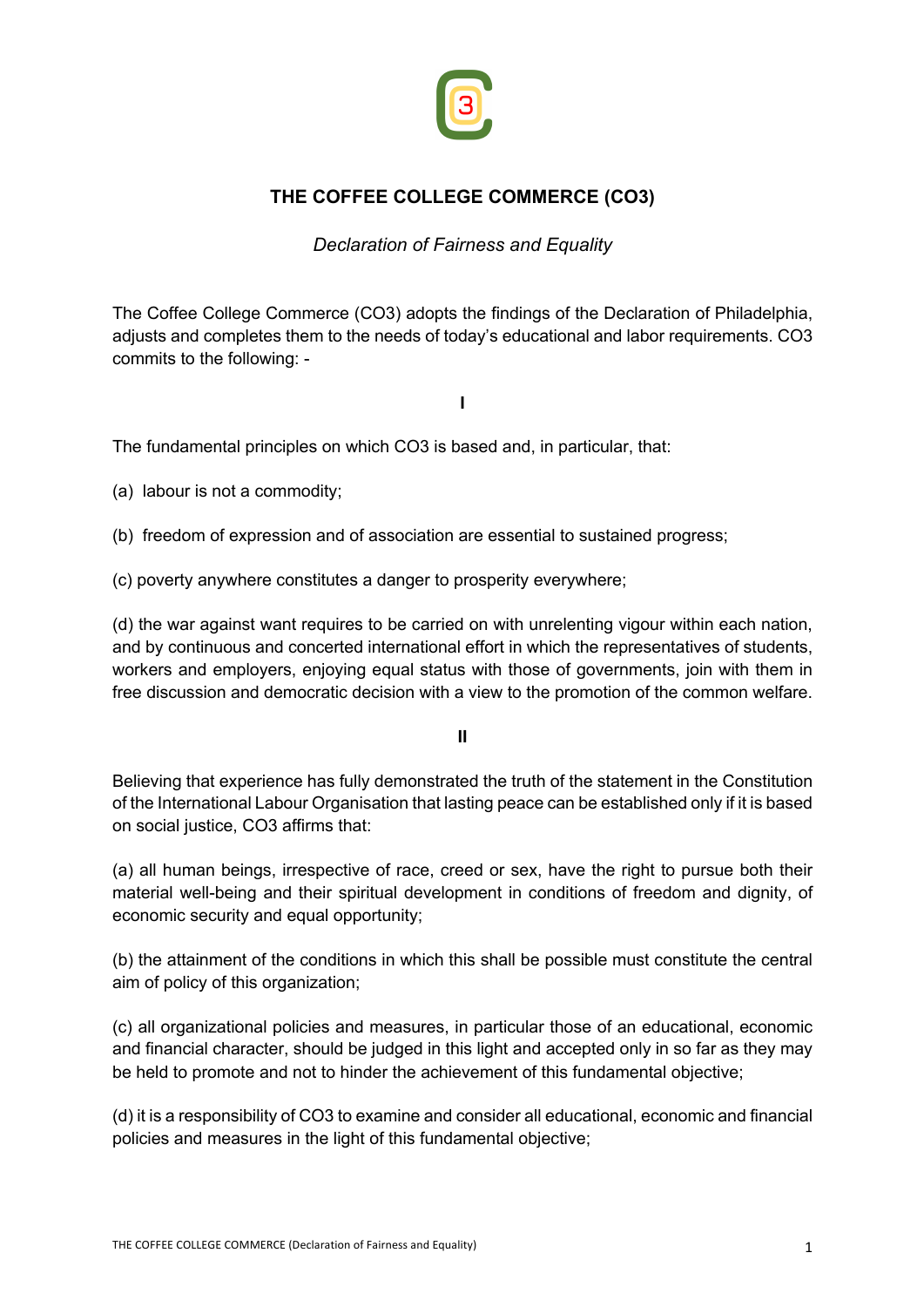# THE COFFEE COLLEGE COMMERCE (CO3)

*Declaration of Fairness and Equality*

The Coffee College Commerce (CO3) adopts the findings of the Declaration of Philadelphia, adjusts and completes them to the needs of today's educational and labor requirements. CO3 commits to the following: -

## I

The fundamental principles on which CO3 is based and, in particular, that:

(a) labour is not a commodity;

(b) freedom of expression and of association are essential to sustained progress;

(c) poverty anywhere constitutes a danger to prosperity everywhere;

(d) the war against want requires to be carried on with unrelenting vigour within each nation, and by continuous and concerted international effort in which the representatives of students, workers and employers, enjoying equal status with those of governments, join with them in free discussion and democratic decision with a view to the promotion of the common welfare.

## II

Believing that experience has fully demonstrated the truth of the statement in the Constitution of the International Labour Organisation that lasting peace can be established only if it is based on social justice, CO3 affirms that:

(a) all human beings, irrespective of race, creed or sex, have the right to pursue both their material well-being and their spiritual development in conditions of freedom and dignity, of economic security and equal opportunity;

(b) the attainment of the conditions in which this shall be possible must constitute the central aim of policy of this organization;

(c) all organizational policies and measures, in particular those of an educational, economic and financial character, should be judged in this light and accepted only in so far as they may be held to promote and not to hinder the achievement of this fundamental objective;

(d) it is a responsibility of CO3 to examine and consider all educational, economic and financial policies and measures in the light of this fundamental objective;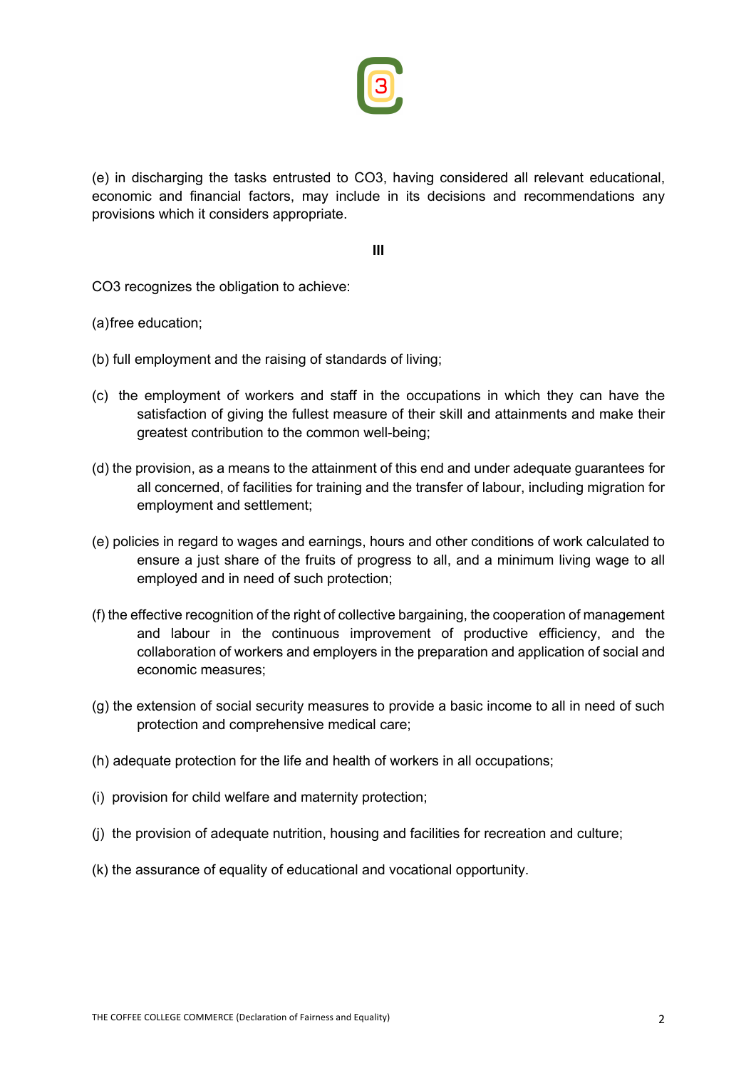(e) in discharging the tasks entrusted to CO3, having considered all relevant educational, economic and financial factors, may include in its decisions and recommendations any provisions which it considers appropriate.

**III**

CO3 recognizes the obligation to achieve:

(a) free education;

(b) full employment and the raising of standards of living;

(c) the employment of workers and staff in the occupations in which they can have the satisfaction of giving the fullest measure of their skill and attainments and make their greatest contribution to the common well-being;

(d) the provision, as a means to the attainment of this end and under adequate guarantees for all concerned, of facilities for training and the transfer of labour, including migration for employment and settlement;

(e) policies in regard to wages and earnings, hours and other conditions of work calculated to ensure a just share of the fruits of progress to all, and a minimum living wage to all employed and in need of such protection;

(f) the effective recognition of the right of collective bargaining, the cooperation of management and labour in the continuous improvement of productive efficiency, and the collaboration of workers and employers in the preparation and application of social and economic measures;

(g) the extension of social security measures to provide a basic income to all in need of such protection and comprehensive medical care;

(h) adequate protection for the life and health of workers in all occupations;

(i) provision for child welfare and maternity protection;

(j) the provision of adequate nutrition, housing and facilities for recreation and culture;

(k) the assurance of equality of educational and vocational opportunity.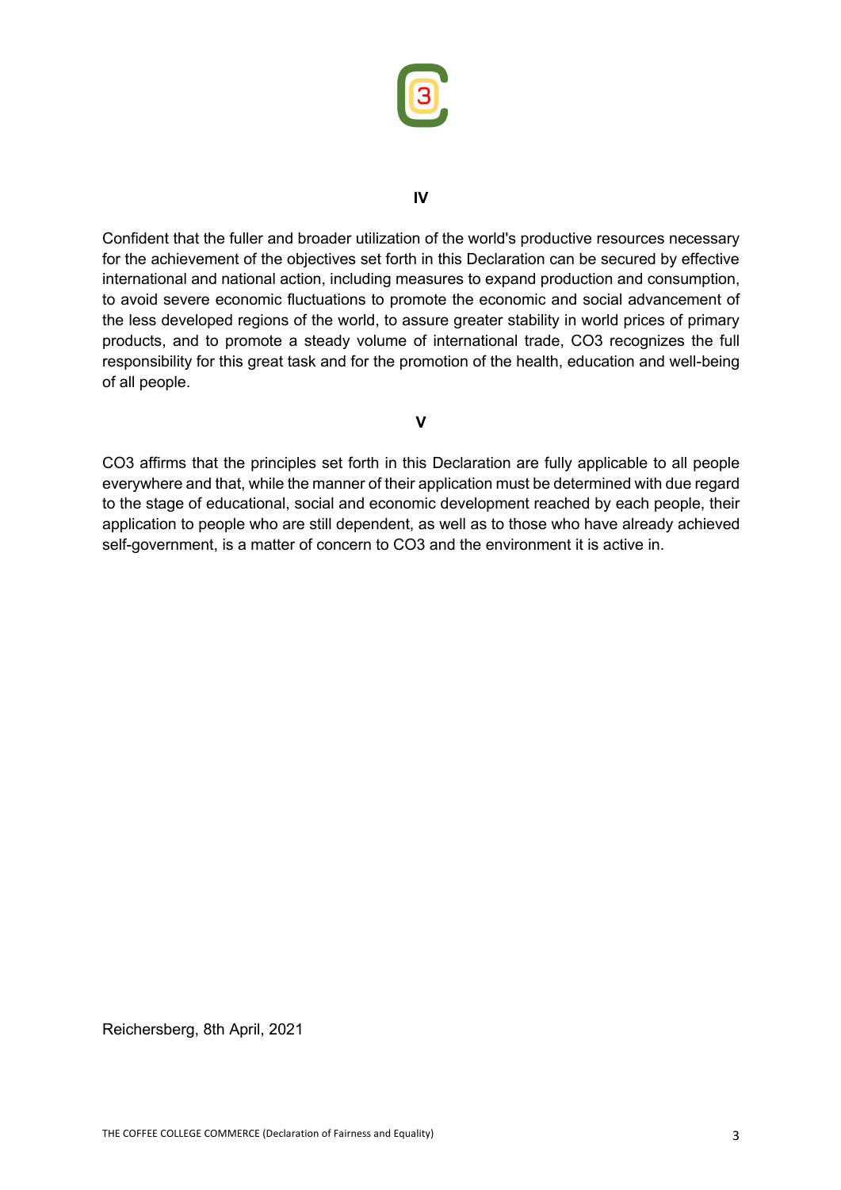## IV

Confident that the fuller and broader utilization of the world's productive resources necessary for the achievement of the objectives set forth in this Declaration can be secured by effective international and national action, including measures to expand production and consumption, to avoid severe economic fluctuations to promote the economic and social advancement of the less developed regions of the world, to assure greater stability in world prices of primary products, and to promote a steady volume of international trade, CO3 recognizes the full responsibility for this great task and for the promotion of the health, education and well-being of all people.

## V

CO3 affirms that the principles set forth in this Declaration are fully applicable to all people everywhere and that, while the manner of their application must be determined with due regard to the stage of educational, social and economic development reached by each people, their application to people who are still dependent, as well as to those who have already achieved self-government, is a matter of concern to CO3 and the environment it is active in.

Reichersberg, 8th April, 2021